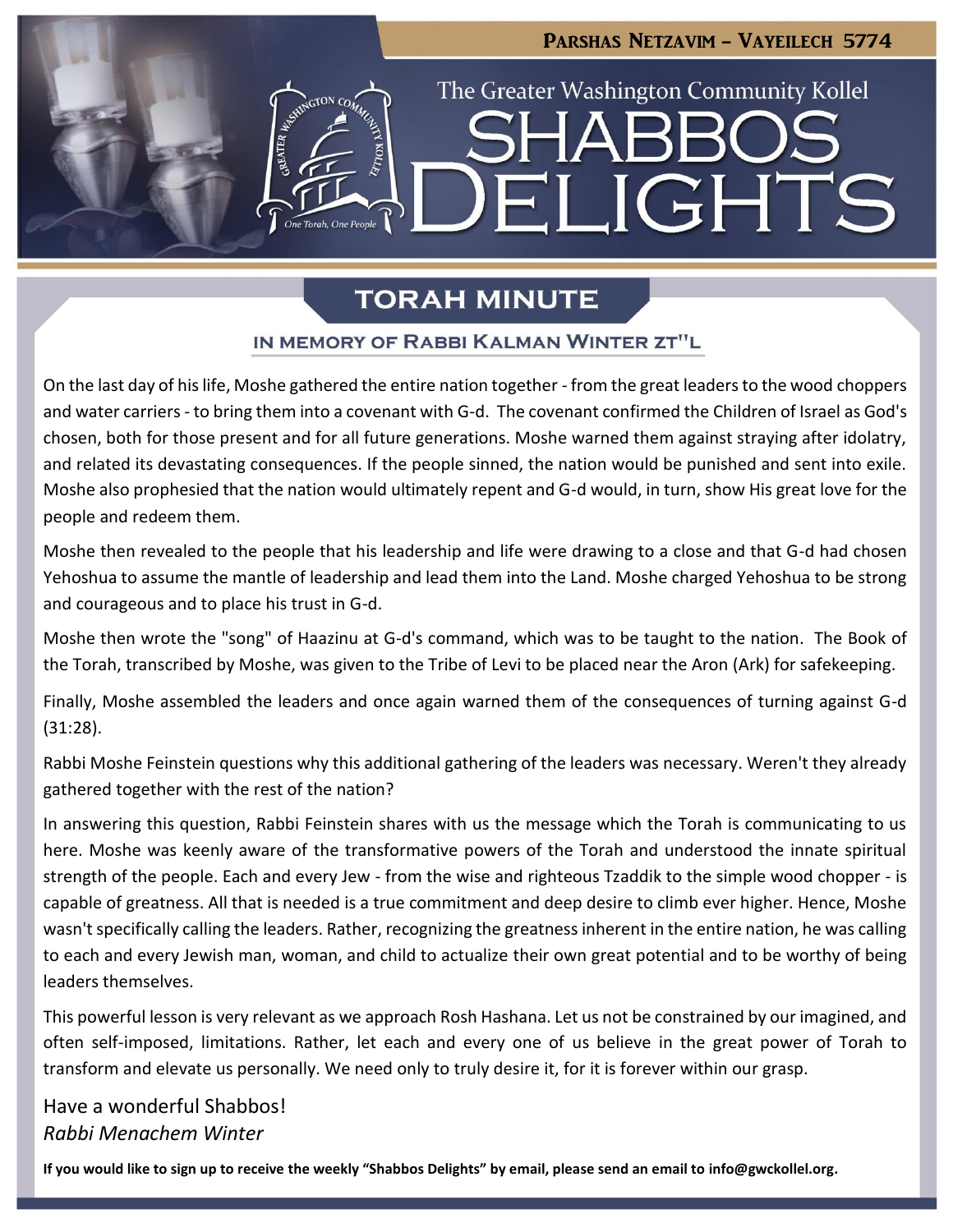Parshas Netzavim – Vayeilech 5774

The Greater Washington Community Kollel

# SHABBOS DELIGHTS

## TORAH MINUTE

### IN MEMORY OF RABBI KALMAN WINTER ZT"L

On the last day of his life, Moshe gathered the entire nation together - from the great leaders to the wood choppers and water carriers - to bring them into a covenant with G-d. The covenant confirmed the Children of Israel as God's chosen, both for those present and for all future generations. Moshe warned them against straying after idolatry, and related its devastating consequences. If the people sinned, the nation would be punished and sent into exile. Moshe also prophesied that the nation would ultimately repent and G-d would, in turn, show His great love for the people and redeem them.

Moshe then revealed to the people that his leadership and life were drawing to a close and that G-d had chosen Yehoshua to assume the mantle of leadership and lead them into the Land. Moshe charged Yehoshua to be strong and courageous and to place his trust in G-d.

Moshe then wrote the "song" of Haazinu at G-d's command, which was to be taught to the nation. The Book of the Torah, transcribed by Moshe, was given to the Tribe of Levi to be placed near the Aron (Ark) for safekeeping.

Finally, Moshe assembled the leaders and once again warned them of the consequences of turning against G-d (31:28).

Rabbi Moshe Feinstein questions why this additional gathering of the leaders was necessary. Weren't they already gathered together with the rest of the nation?

In answering this question, Rabbi Feinstein shares with us the message which the Torah is communicating to us here. Moshe was keenly aware of the transformative powers of the Torah and understood the innate spiritual strength of the people. Each and every Jew - from the wise and righteous Tzaddik to the simple wood chopper - is capable of greatness. All that is needed is a true commitment and deep desire to climb ever higher. Hence, Moshe wasn't specifically calling the leaders. Rather, recognizing the greatness inherent in the entire nation, he was calling to each and every Jewish man, woman, and child to actualize their own great potential and to be worthy of being leaders themselves.

This powerful lesson is very relevant as we approach Rosh Hashana. Let us not be constrained by our imagined, and often self-imposed, limitations. Rather, let each and every one of us believe in the great power of Torah to transform and elevate us personally. We need only to truly desire it, for it is forever within our grasp.

Have a wonderful Shabbos!
*Rabbi Menachem Winter*

**If you would like to sign up to receive the weekly "Shabbos Delights" by email, please send an email to info@gwckollel.org.**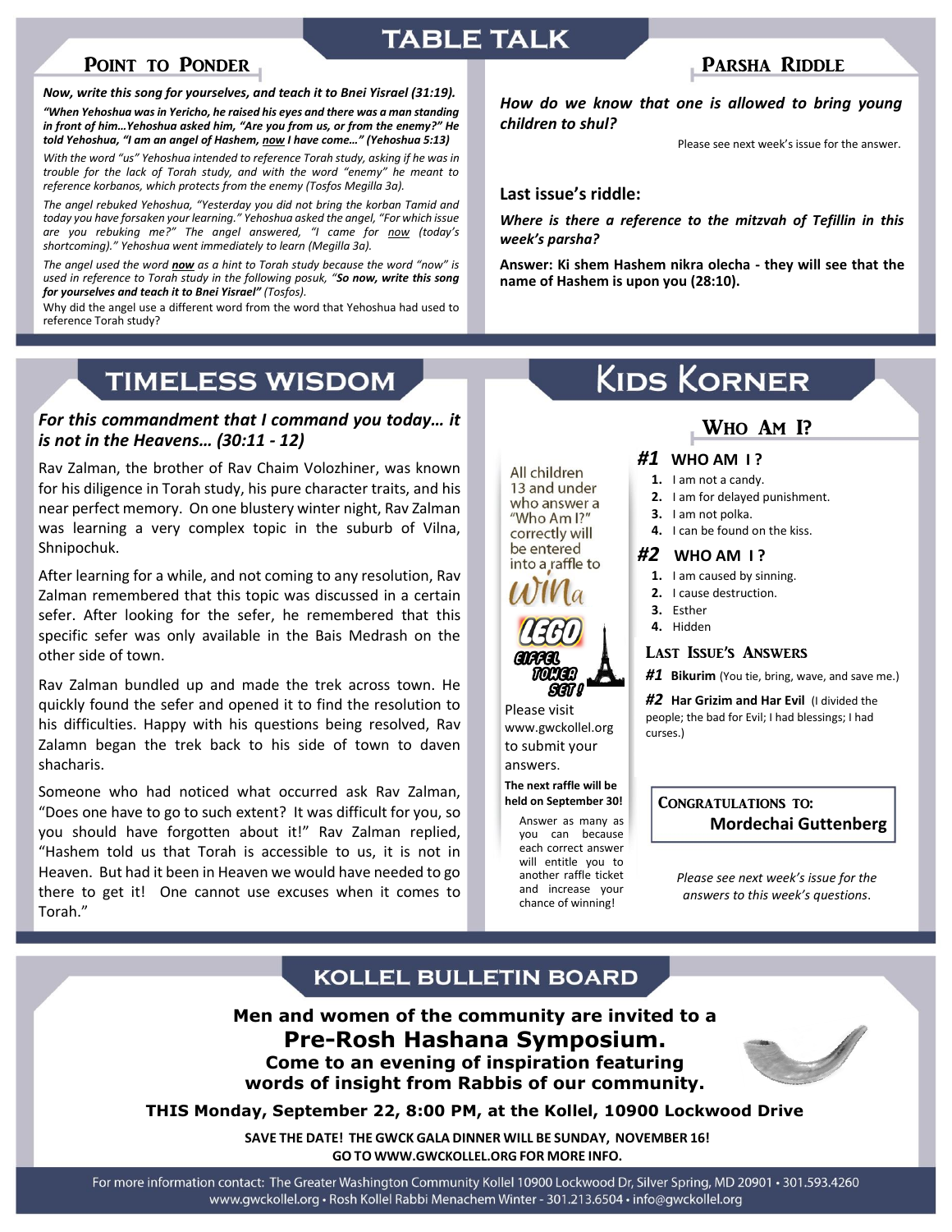# TABLE TALK

## Point to Ponder

***Now, write this song for yourselves, and teach it to Bnei Yisrael (31:19).***

***"When Yehoshua was in Yericho, he raised his eyes and there was a man standing in front of him…Yehoshua asked him, "Are you from us, or from the enemy?" He told Yehoshua, "I am an angel of Hashem, now I have come…" (Yehoshua 5:13)***

*With the word "us" Yehoshua intended to reference Torah study, asking if he was in trouble for the lack of Torah study, and with the word "enemy" he meant to reference korbanos, which protects from the enemy (Tosfos Megilla 3a).*

*The angel rebuked Yehoshua, "Yesterday you did not bring the korban Tamid and today you have forsaken your learning." Yehoshua asked the angel, "For which issue are you rebuking me?" The angel answered, "I came for now (today's shortcoming)." Yehoshua went immediately to learn (Megilla 3a).*

*The angel used the word **now** as a hint to Torah study because the word "now" is used in reference to Torah study in the following posuk, **"So now, write this song for yourselves and teach it to Bnei Yisrael"** (Tosfos).*

Why did the angel use a different word from the word that Yehoshua had used to reference Torah study?

## Parsha Riddle

***How do we know that one is allowed to bring young children to shul?***

Please see next week's issue for the answer.

**Last issue's riddle:**

***Where is there a reference to the mitzvah of Tefillin in this week's parsha?***

**Answer: Ki shem Hashem nikra olecha - they will see that the name of Hashem is upon you (28:10).**

# TIMELESS WISDOM

***For this commandment that I command you today… it is not in the Heavens… (30:11 - 12)***

Rav Zalman, the brother of Rav Chaim Volozhiner, was known for his diligence in Torah study, his pure character traits, and his near perfect memory. On one blustery winter night, Rav Zalman was learning a very complex topic in the suburb of Vilna, Shnipochuk.

After learning for a while, and not coming to any resolution, Rav Zalman remembered that this topic was discussed in a certain sefer. After looking for the sefer, he remembered that this specific sefer was only available in the Bais Medrash on the other side of town.

Rav Zalman bundled up and made the trek across town. He quickly found the sefer and opened it to find the resolution to his difficulties. Happy with his questions being resolved, Rav Zalamn began the trek back to his side of town to daven shacharis.

Someone who had noticed what occurred ask Rav Zalman, "Does one have to go to such extent? It was difficult for you, so you should have forgotten about it!" Rav Zalman replied, "Hashem told us that Torah is accessible to us, it is not in Heaven. But had it been in Heaven we would have needed to go there to get it! One cannot use excuses when it comes to Torah."

# Kids Korner

## Who Am I?

All children 13 and under who answer a "Who Am I?" correctly will be entered into a raffle to Win a LEGO Eiffel Tower Set!

Please visit www.gwckollel.org to submit your answers.

**The next raffle will be held on September 30!**

Answer as many as you can because each correct answer will entitle you to another raffle ticket and increase your chance of winning!

### #1 WHO AM I ?

1. I am not a candy.
2. I am for delayed punishment.
3. I am not polka.
4. I can be found on the kiss.

### #2 WHO AM I ?

1. I am caused by sinning.
2. I cause destruction.
3. Esther
4. Hidden

### Last Issue's Answers

**#1 Bikurim** (You tie, bring, wave, and save me.)

**#2 Har Grizim and Har Evil** (I divided the people; the bad for Evil; I had blessings; I had curses.)

**Congratulations to:** Mordechai Guttenberg

*Please see next week's issue for the answers to this week's questions.*

# KOLLEL BULLETIN BOARD

**Men and women of the community are invited to a**

**Pre-Rosh Hashana Symposium.**

**Come to an evening of inspiration featuring words of insight from Rabbis of our community.**

**THIS Monday, September 22, 8:00 PM, at the Kollel, 10900 Lockwood Drive**

**SAVE THE DATE! THE GWCK GALA DINNER WILL BE SUNDAY, NOVEMBER 16!**
**GO TO WWW.GWCKOLLEL.ORG FOR MORE INFO.**

For more information contact: The Greater Washington Community Kollel 10900 Lockwood Dr, Silver Spring, MD 20901 • 301.593.4260
www.gwckollel.org • Rosh Kollel Rabbi Menachem Winter - 301.213.6504 • info@gwckollel.org